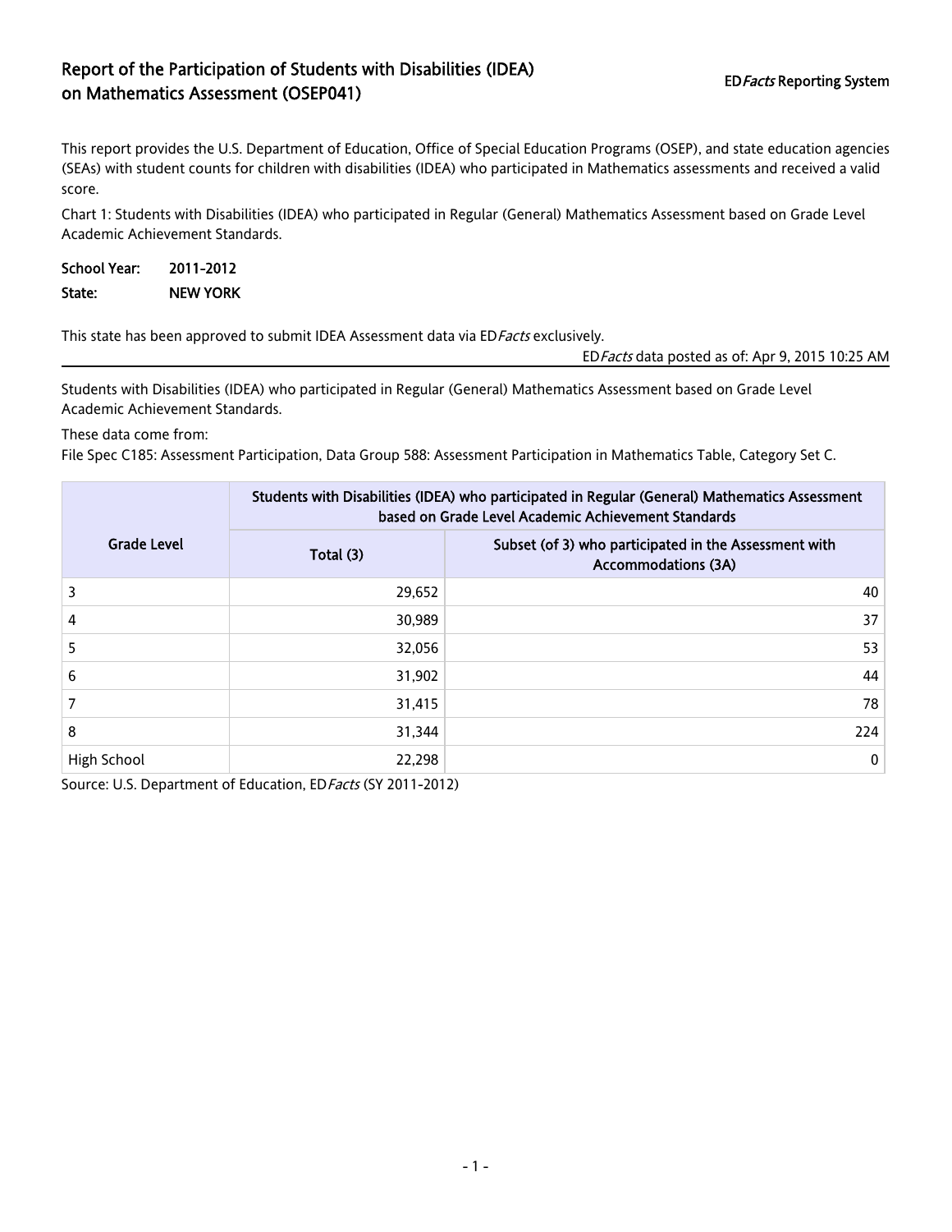# Report of the Participation of Students with Disabilities (IDEA) on Mathematics Assessment (OSEP041)

ED*Facts* Reporting System

This report provides the U.S. Department of Education, Office of Special Education Programs (OSEP), and state education agencies (SEAs) with student counts for children with disabilities (IDEA) who participated in Mathematics assessments and received a valid score.

Chart 1: Students with Disabilities (IDEA) who participated in Regular (General) Mathematics Assessment based on Grade Level Academic Achievement Standards.

**School Year:** 2011-2012

**State:** NEW YORK

This state has been approved to submit IDEA Assessment data via ED*Facts* exclusively.

ED*Facts* data posted as of: Apr 9, 2015 10:25 AM

---

Students with Disabilities (IDEA) who participated in Regular (General) Mathematics Assessment based on Grade Level Academic Achievement Standards.

These data come from:

File Spec C185: Assessment Participation, Data Group 588: Assessment Participation in Mathematics Table, Category Set C.

| Grade Level | Students with Disabilities (IDEA) who participated in Regular (General) Mathematics Assessment based on Grade Level Academic Achievement Standards | |
|---|---|---|
| | Total (3) | Subset (of 3) who participated in the Assessment with Accommodations (3A) |
| 3 | 29,652 | 40 |
| 4 | 30,989 | 37 |
| 5 | 32,056 | 53 |
| 6 | 31,902 | 44 |
| 7 | 31,415 | 78 |
| 8 | 31,344 | 224 |
| High School | 22,298 | 0 |

Source: U.S. Department of Education, ED*Facts* (SY 2011-2012)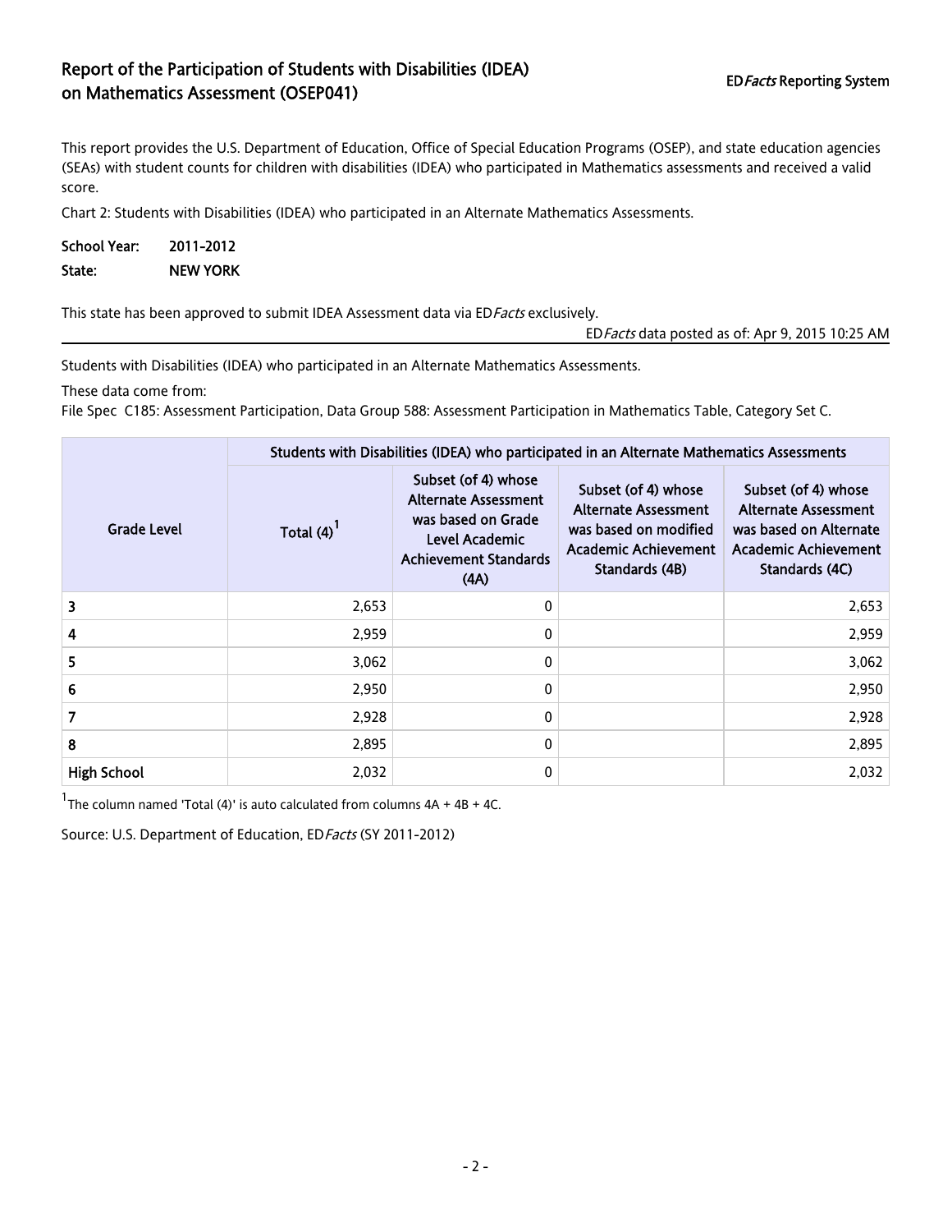# Report of the Participation of Students with Disabilities (IDEA) on Mathematics Assessment (OSEP041)

ED*Facts* Reporting System

This report provides the U.S. Department of Education, Office of Special Education Programs (OSEP), and state education agencies (SEAs) with student counts for children with disabilities (IDEA) who participated in Mathematics assessments and received a valid score.

Chart 2: Students with Disabilities (IDEA) who participated in an Alternate Mathematics Assessments.

**School Year:** 2011-2012

**State:** NEW YORK

This state has been approved to submit IDEA Assessment data via ED*Facts* exclusively.

ED*Facts* data posted as of: Apr 9, 2015 10:25 AM

Students with Disabilities (IDEA) who participated in an Alternate Mathematics Assessments.

These data come from:

File Spec C185: Assessment Participation, Data Group 588: Assessment Participation in Mathematics Table, Category Set C.

| Grade Level | Students with Disabilities (IDEA) who participated in an Alternate Mathematics Assessments | | | |
|---|---|---|---|---|
| | Total (4)[1] | Subset (of 4) whose Alternate Assessment was based on Grade Level Academic Achievement Standards (4A) | Subset (of 4) whose Alternate Assessment was based on modified Academic Achievement Standards (4B) | Subset (of 4) whose Alternate Assessment was based on Alternate Academic Achievement Standards (4C) |
| 3 | 2,653 | 0 | | 2,653 |
| 4 | 2,959 | 0 | | 2,959 |
| 5 | 3,062 | 0 | | 3,062 |
| 6 | 2,950 | 0 | | 2,950 |
| 7 | 2,928 | 0 | | 2,928 |
| 8 | 2,895 | 0 | | 2,895 |
| High School | 2,032 | 0 | | 2,032 |

[1] The column named 'Total (4)' is auto calculated from columns 4A + 4B + 4C.

Source: U.S. Department of Education, ED*Facts* (SY 2011-2012)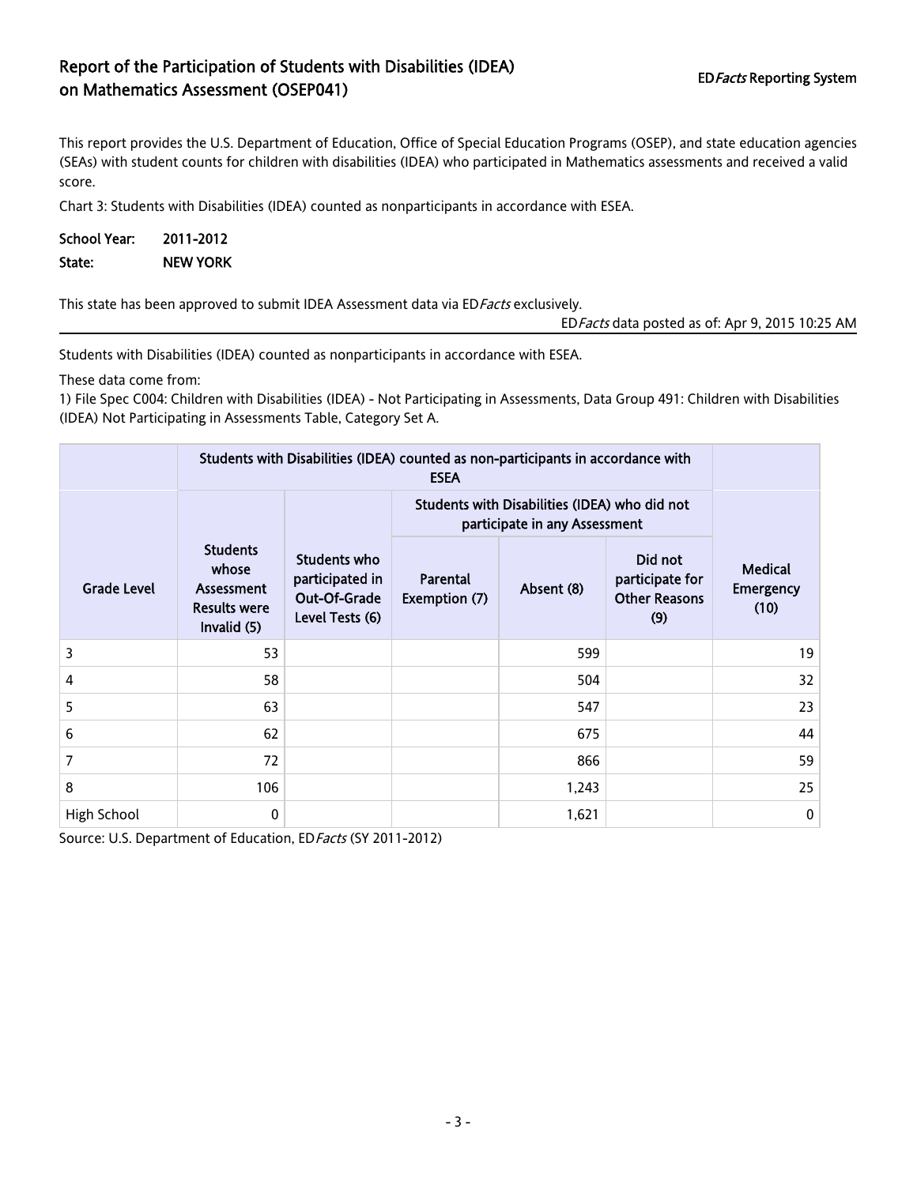# Report of the Participation of Students with Disabilities (IDEA) on Mathematics Assessment (OSEP041)

ED*Facts* Reporting System

This report provides the U.S. Department of Education, Office of Special Education Programs (OSEP), and state education agencies (SEAs) with student counts for children with disabilities (IDEA) who participated in Mathematics assessments and received a valid score.

Chart 3: Students with Disabilities (IDEA) counted as nonparticipants in accordance with ESEA.

**School Year:** 2011-2012

**State:** NEW YORK

This state has been approved to submit IDEA Assessment data via ED*Facts* exclusively.

ED*Facts* data posted as of: Apr 9, 2015 10:25 AM

---

Students with Disabilities (IDEA) counted as nonparticipants in accordance with ESEA.

These data come from:

1) File Spec C004: Children with Disabilities (IDEA) - Not Participating in Assessments, Data Group 491: Children with Disabilities (IDEA) Not Participating in Assessments Table, Category Set A.

| | Students with Disabilities (IDEA) counted as non-participants in accordance with ESEA | | | | | |
|---|---|---|---|---|---|---|
| | | | Students with Disabilities (IDEA) who did not participate in any Assessment | | | |
| Grade Level | Students whose Assessment Results were Invalid (5) | Students who participated in Out-Of-Grade Level Tests (6) | Parental Exemption (7) | Absent (8) | Did not participate for Other Reasons (9) | Medical Emergency (10) |
| 3 | 53 | | | 599 | | 19 |
| 4 | 58 | | | 504 | | 32 |
| 5 | 63 | | | 547 | | 23 |
| 6 | 62 | | | 675 | | 44 |
| 7 | 72 | | | 866 | | 59 |
| 8 | 106 | | | 1,243 | | 25 |
| High School | 0 | | | 1,621 | | 0 |

Source: U.S. Department of Education, ED*Facts* (SY 2011-2012)